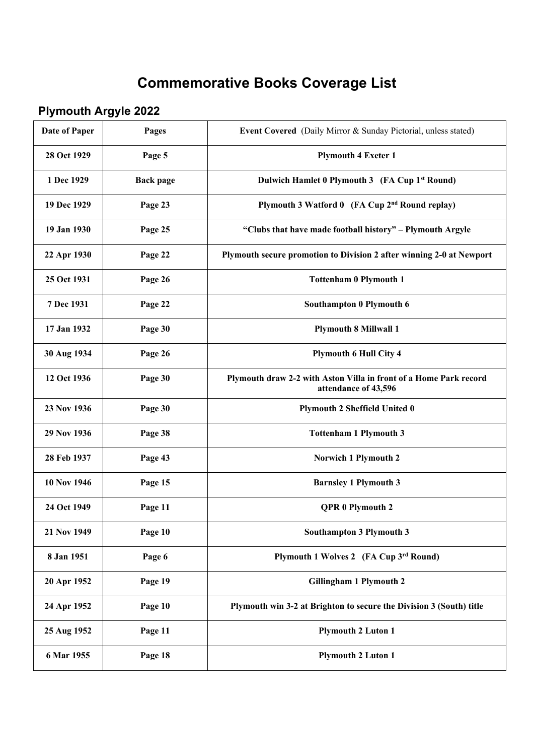# Commemorative Books Coverage List

## Plymouth Argyle 2022

| Date of Paper | Pages | Event Covered (Daily Mirror & Sunday Pictorial, unless stated) |
|---|---|---|
| 28 Oct 1929 | Page 5 | Plymouth 4 Exeter 1 |
| 1 Dec 1929 | Back page | Dulwich Hamlet 0 Plymouth 3 (FA Cup 1st Round) |
| 19 Dec 1929 | Page 23 | Plymouth 3 Watford 0 (FA Cup 2nd Round replay) |
| 19 Jan 1930 | Page 25 | "Clubs that have made football history" – Plymouth Argyle |
| 22 Apr 1930 | Page 22 | Plymouth secure promotion to Division 2 after winning 2-0 at Newport |
| 25 Oct 1931 | Page 26 | Tottenham 0 Plymouth 1 |
| 7 Dec 1931 | Page 22 | Southampton 0 Plymouth 6 |
| 17 Jan 1932 | Page 30 | Plymouth 8 Millwall 1 |
| 30 Aug 1934 | Page 26 | Plymouth 6 Hull City 4 |
| 12 Oct 1936 | Page 30 | Plymouth draw 2-2 with Aston Villa in front of a Home Park record attendance of 43,596 |
| 23 Nov 1936 | Page 30 | Plymouth 2 Sheffield United 0 |
| 29 Nov 1936 | Page 38 | Tottenham 1 Plymouth 3 |
| 28 Feb 1937 | Page 43 | Norwich 1 Plymouth 2 |
| 10 Nov 1946 | Page 15 | Barnsley 1 Plymouth 3 |
| 24 Oct 1949 | Page 11 | QPR 0 Plymouth 2 |
| 21 Nov 1949 | Page 10 | Southampton 3 Plymouth 3 |
| 8 Jan 1951 | Page 6 | Plymouth 1 Wolves 2 (FA Cup 3rd Round) |
| 20 Apr 1952 | Page 19 | Gillingham 1 Plymouth 2 |
| 24 Apr 1952 | Page 10 | Plymouth win 3-2 at Brighton to secure the Division 3 (South) title |
| 25 Aug 1952 | Page 11 | Plymouth 2 Luton 1 |
| 6 Mar 1955 | Page 18 | Plymouth 2 Luton 1 |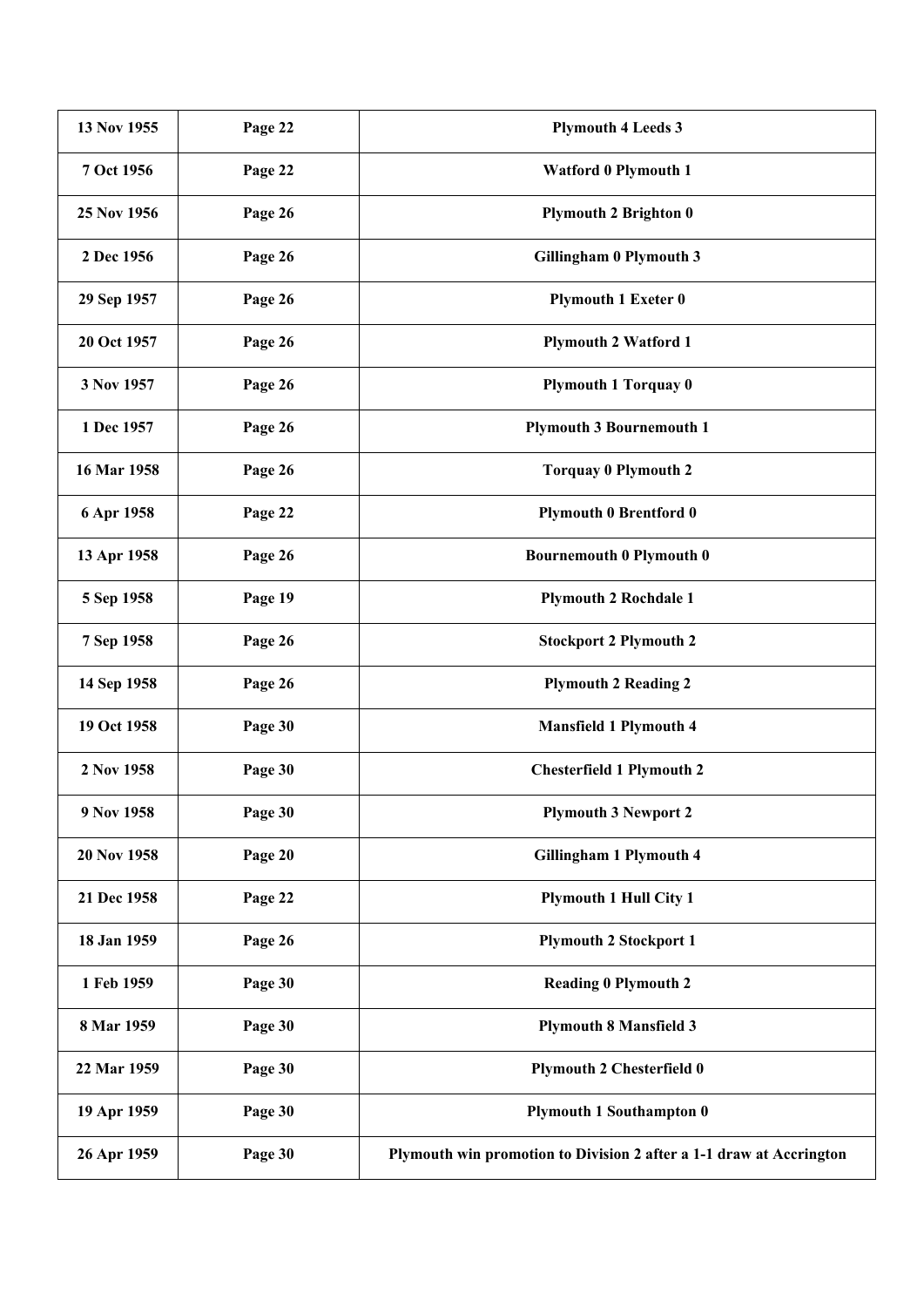| 13 Nov 1955 | Page 22 | Plymouth 4 Leeds 3 |
|---|---|---|
| 7 Oct 1956 | Page 22 | Watford 0 Plymouth 1 |
| 25 Nov 1956 | Page 26 | Plymouth 2 Brighton 0 |
| 2 Dec 1956 | Page 26 | Gillingham 0 Plymouth 3 |
| 29 Sep 1957 | Page 26 | Plymouth 1 Exeter 0 |
| 20 Oct 1957 | Page 26 | Plymouth 2 Watford 1 |
| 3 Nov 1957 | Page 26 | Plymouth 1 Torquay 0 |
| 1 Dec 1957 | Page 26 | Plymouth 3 Bournemouth 1 |
| 16 Mar 1958 | Page 26 | Torquay 0 Plymouth 2 |
| 6 Apr 1958 | Page 22 | Plymouth 0 Brentford 0 |
| 13 Apr 1958 | Page 26 | Bournemouth 0 Plymouth 0 |
| 5 Sep 1958 | Page 19 | Plymouth 2 Rochdale 1 |
| 7 Sep 1958 | Page 26 | Stockport 2 Plymouth 2 |
| 14 Sep 1958 | Page 26 | Plymouth 2 Reading 2 |
| 19 Oct 1958 | Page 30 | Mansfield 1 Plymouth 4 |
| 2 Nov 1958 | Page 30 | Chesterfield 1 Plymouth 2 |
| 9 Nov 1958 | Page 30 | Plymouth 3 Newport 2 |
| 20 Nov 1958 | Page 20 | Gillingham 1 Plymouth 4 |
| 21 Dec 1958 | Page 22 | Plymouth 1 Hull City 1 |
| 18 Jan 1959 | Page 26 | Plymouth 2 Stockport 1 |
| 1 Feb 1959 | Page 30 | Reading 0 Plymouth 2 |
| 8 Mar 1959 | Page 30 | Plymouth 8 Mansfield 3 |
| 22 Mar 1959 | Page 30 | Plymouth 2 Chesterfield 0 |
| 19 Apr 1959 | Page 30 | Plymouth 1 Southampton 0 |
| 26 Apr 1959 | Page 30 | Plymouth win promotion to Division 2 after a 1-1 draw at Accrington |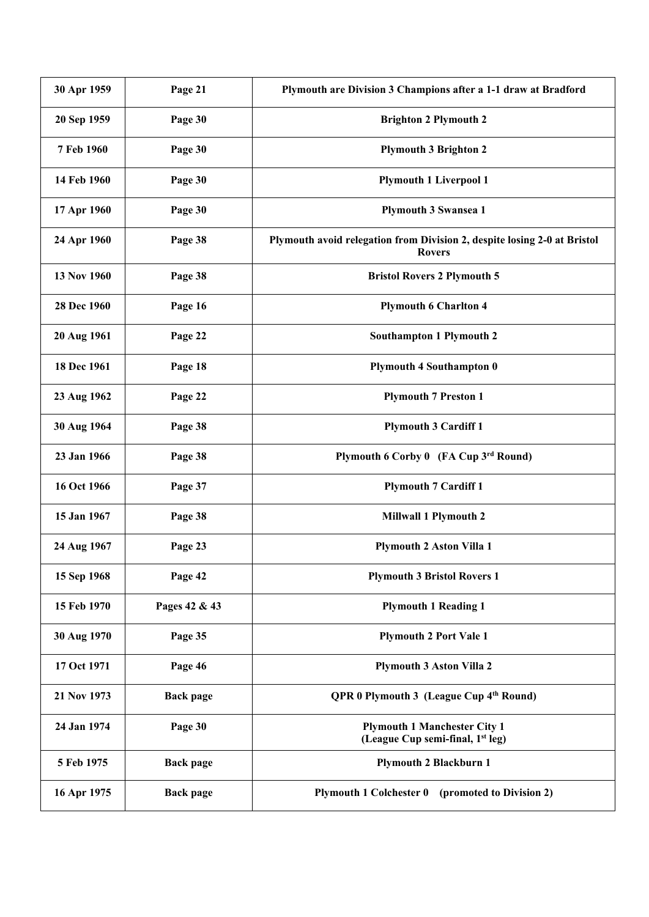| 30 Apr 1959 | Page 21 | Plymouth are Division 3 Champions after a 1-1 draw at Bradford |
|---|---|---|
| 20 Sep 1959 | Page 30 | Brighton 2 Plymouth 2 |
| 7 Feb 1960 | Page 30 | Plymouth 3 Brighton 2 |
| 14 Feb 1960 | Page 30 | Plymouth 1 Liverpool 1 |
| 17 Apr 1960 | Page 30 | Plymouth 3 Swansea 1 |
| 24 Apr 1960 | Page 38 | Plymouth avoid relegation from Division 2, despite losing 2-0 at Bristol Rovers |
| 13 Nov 1960 | Page 38 | Bristol Rovers 2 Plymouth 5 |
| 28 Dec 1960 | Page 16 | Plymouth 6 Charlton 4 |
| 20 Aug 1961 | Page 22 | Southampton 1 Plymouth 2 |
| 18 Dec 1961 | Page 18 | Plymouth 4 Southampton 0 |
| 23 Aug 1962 | Page 22 | Plymouth 7 Preston 1 |
| 30 Aug 1964 | Page 38 | Plymouth 3 Cardiff 1 |
| 23 Jan 1966 | Page 38 | Plymouth 6 Corby 0 (FA Cup 3rd Round) |
| 16 Oct 1966 | Page 37 | Plymouth 7 Cardiff 1 |
| 15 Jan 1967 | Page 38 | Millwall 1 Plymouth 2 |
| 24 Aug 1967 | Page 23 | Plymouth 2 Aston Villa 1 |
| 15 Sep 1968 | Page 42 | Plymouth 3 Bristol Rovers 1 |
| 15 Feb 1970 | Pages 42 & 43 | Plymouth 1 Reading 1 |
| 30 Aug 1970 | Page 35 | Plymouth 2 Port Vale 1 |
| 17 Oct 1971 | Page 46 | Plymouth 3 Aston Villa 2 |
| 21 Nov 1973 | Back page | QPR 0 Plymouth 3 (League Cup 4th Round) |
| 24 Jan 1974 | Page 30 | Plymouth 1 Manchester City 1 (League Cup semi-final, 1st leg) |
| 5 Feb 1975 | Back page | Plymouth 2 Blackburn 1 |
| 16 Apr 1975 | Back page | Plymouth 1 Colchester 0 (promoted to Division 2) |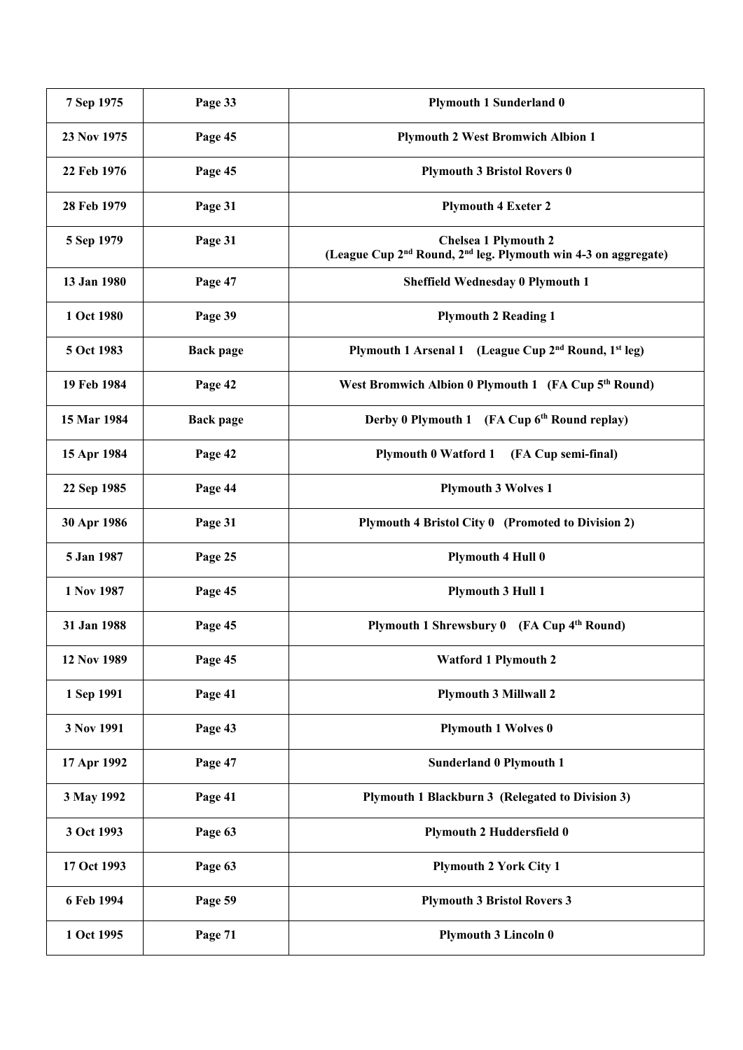| 7 Sep 1975 | Page 33 | Plymouth 1 Sunderland 0 |
|---|---|---|
| 23 Nov 1975 | Page 45 | Plymouth 2 West Bromwich Albion 1 |
| 22 Feb 1976 | Page 45 | Plymouth 3 Bristol Rovers 0 |
| 28 Feb 1979 | Page 31 | Plymouth 4 Exeter 2 |
| 5 Sep 1979 | Page 31 | Chelsea 1 Plymouth 2 (League Cup 2nd Round, 2nd leg. Plymouth win 4-3 on aggregate) |
| 13 Jan 1980 | Page 47 | Sheffield Wednesday 0 Plymouth 1 |
| 1 Oct 1980 | Page 39 | Plymouth 2 Reading 1 |
| 5 Oct 1983 | Back page | Plymouth 1 Arsenal 1 (League Cup 2nd Round, 1st leg) |
| 19 Feb 1984 | Page 42 | West Bromwich Albion 0 Plymouth 1 (FA Cup 5th Round) |
| 15 Mar 1984 | Back page | Derby 0 Plymouth 1 (FA Cup 6th Round replay) |
| 15 Apr 1984 | Page 42 | Plymouth 0 Watford 1 (FA Cup semi-final) |
| 22 Sep 1985 | Page 44 | Plymouth 3 Wolves 1 |
| 30 Apr 1986 | Page 31 | Plymouth 4 Bristol City 0 (Promoted to Division 2) |
| 5 Jan 1987 | Page 25 | Plymouth 4 Hull 0 |
| 1 Nov 1987 | Page 45 | Plymouth 3 Hull 1 |
| 31 Jan 1988 | Page 45 | Plymouth 1 Shrewsbury 0 (FA Cup 4th Round) |
| 12 Nov 1989 | Page 45 | Watford 1 Plymouth 2 |
| 1 Sep 1991 | Page 41 | Plymouth 3 Millwall 2 |
| 3 Nov 1991 | Page 43 | Plymouth 1 Wolves 0 |
| 17 Apr 1992 | Page 47 | Sunderland 0 Plymouth 1 |
| 3 May 1992 | Page 41 | Plymouth 1 Blackburn 3 (Relegated to Division 3) |
| 3 Oct 1993 | Page 63 | Plymouth 2 Huddersfield 0 |
| 17 Oct 1993 | Page 63 | Plymouth 2 York City 1 |
| 6 Feb 1994 | Page 59 | Plymouth 3 Bristol Rovers 3 |
| 1 Oct 1995 | Page 71 | Plymouth 3 Lincoln 0 |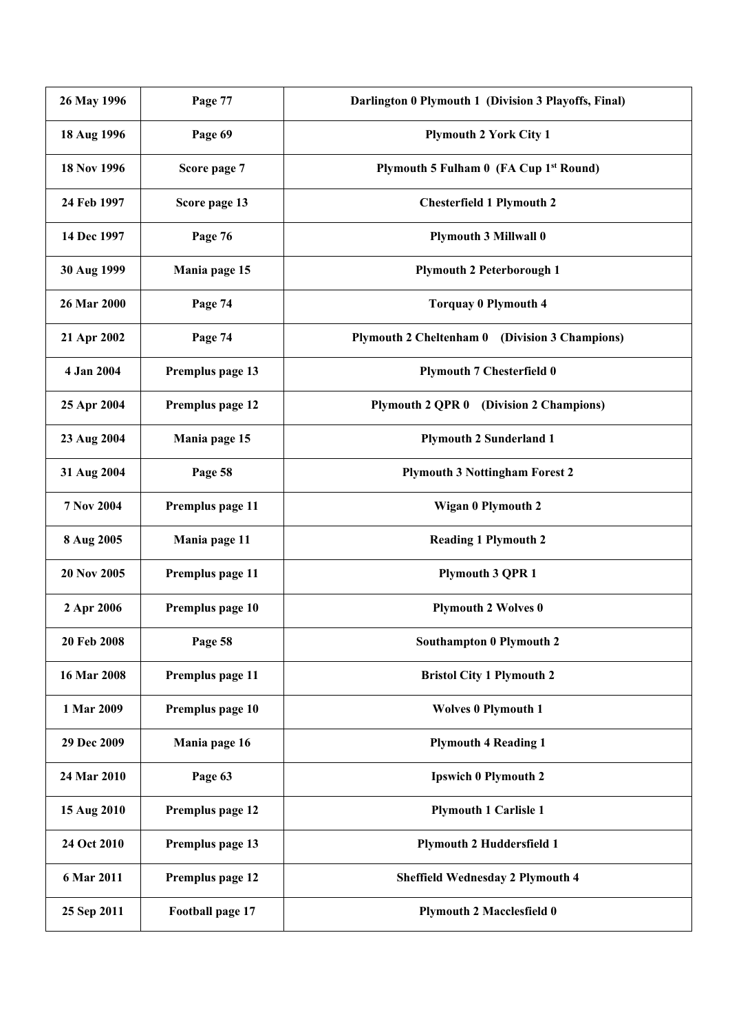| 26 May 1996 | Page 77 | Darlington 0 Plymouth 1 (Division 3 Playoffs, Final) |
|---|---|---|
| 18 Aug 1996 | Page 69 | Plymouth 2 York City 1 |
| 18 Nov 1996 | Score page 7 | Plymouth 5 Fulham 0 (FA Cup 1st Round) |
| 24 Feb 1997 | Score page 13 | Chesterfield 1 Plymouth 2 |
| 14 Dec 1997 | Page 76 | Plymouth 3 Millwall 0 |
| 30 Aug 1999 | Mania page 15 | Plymouth 2 Peterborough 1 |
| 26 Mar 2000 | Page 74 | Torquay 0 Plymouth 4 |
| 21 Apr 2002 | Page 74 | Plymouth 2 Cheltenham 0 (Division 3 Champions) |
| 4 Jan 2004 | Premplus page 13 | Plymouth 7 Chesterfield 0 |
| 25 Apr 2004 | Premplus page 12 | Plymouth 2 QPR 0 (Division 2 Champions) |
| 23 Aug 2004 | Mania page 15 | Plymouth 2 Sunderland 1 |
| 31 Aug 2004 | Page 58 | Plymouth 3 Nottingham Forest 2 |
| 7 Nov 2004 | Premplus page 11 | Wigan 0 Plymouth 2 |
| 8 Aug 2005 | Mania page 11 | Reading 1 Plymouth 2 |
| 20 Nov 2005 | Premplus page 11 | Plymouth 3 QPR 1 |
| 2 Apr 2006 | Premplus page 10 | Plymouth 2 Wolves 0 |
| 20 Feb 2008 | Page 58 | Southampton 0 Plymouth 2 |
| 16 Mar 2008 | Premplus page 11 | Bristol City 1 Plymouth 2 |
| 1 Mar 2009 | Premplus page 10 | Wolves 0 Plymouth 1 |
| 29 Dec 2009 | Mania page 16 | Plymouth 4 Reading 1 |
| 24 Mar 2010 | Page 63 | Ipswich 0 Plymouth 2 |
| 15 Aug 2010 | Premplus page 12 | Plymouth 1 Carlisle 1 |
| 24 Oct 2010 | Premplus page 13 | Plymouth 2 Huddersfield 1 |
| 6 Mar 2011 | Premplus page 12 | Sheffield Wednesday 2 Plymouth 4 |
| 25 Sep 2011 | Football page 17 | Plymouth 2 Macclesfield 0 |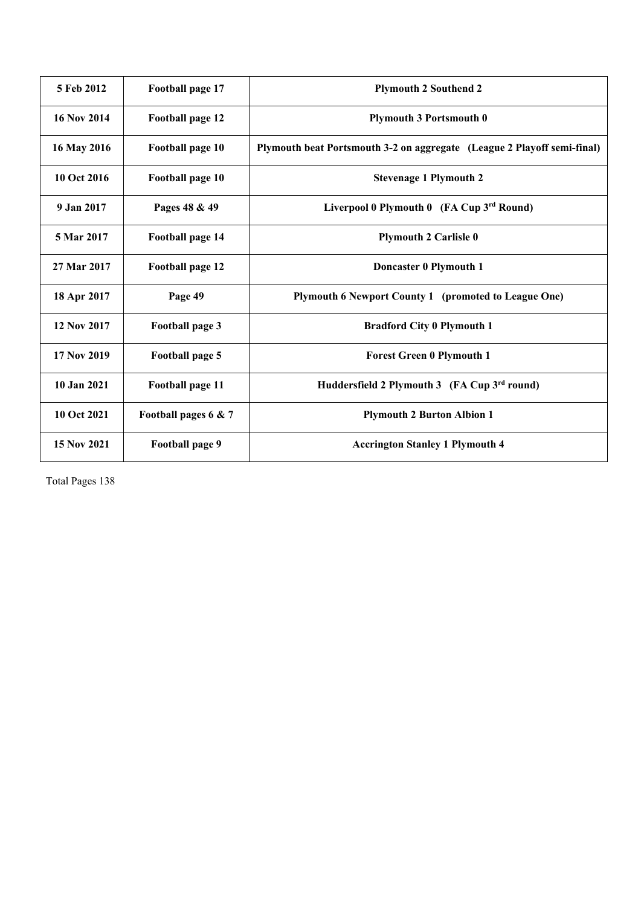| | | |
|---|---|---|
| **5 Feb 2012** | **Football page 17** | **Plymouth 2 Southend 2** |
| **16 Nov 2014** | **Football page 12** | **Plymouth 3 Portsmouth 0** |
| **16 May 2016** | **Football page 10** | **Plymouth beat Portsmouth 3-2 on aggregate (League 2 Playoff semi-final)** |
| **10 Oct 2016** | **Football page 10** | **Stevenage 1 Plymouth 2** |
| **9 Jan 2017** | **Pages 48 & 49** | **Liverpool 0 Plymouth 0 (FA Cup 3rd Round)** |
| **5 Mar 2017** | **Football page 14** | **Plymouth 2 Carlisle 0** |
| **27 Mar 2017** | **Football page 12** | **Doncaster 0 Plymouth 1** |
| **18 Apr 2017** | **Page 49** | **Plymouth 6 Newport County 1 (promoted to League One)** |
| **12 Nov 2017** | **Football page 3** | **Bradford City 0 Plymouth 1** |
| **17 Nov 2019** | **Football page 5** | **Forest Green 0 Plymouth 1** |
| **10 Jan 2021** | **Football page 11** | **Huddersfield 2 Plymouth 3 (FA Cup 3rd round)** |
| **10 Oct 2021** | **Football pages 6 & 7** | **Plymouth 2 Burton Albion 1** |
| **15 Nov 2021** | **Football page 9** | **Accrington Stanley 1 Plymouth 4** |

Total Pages 138